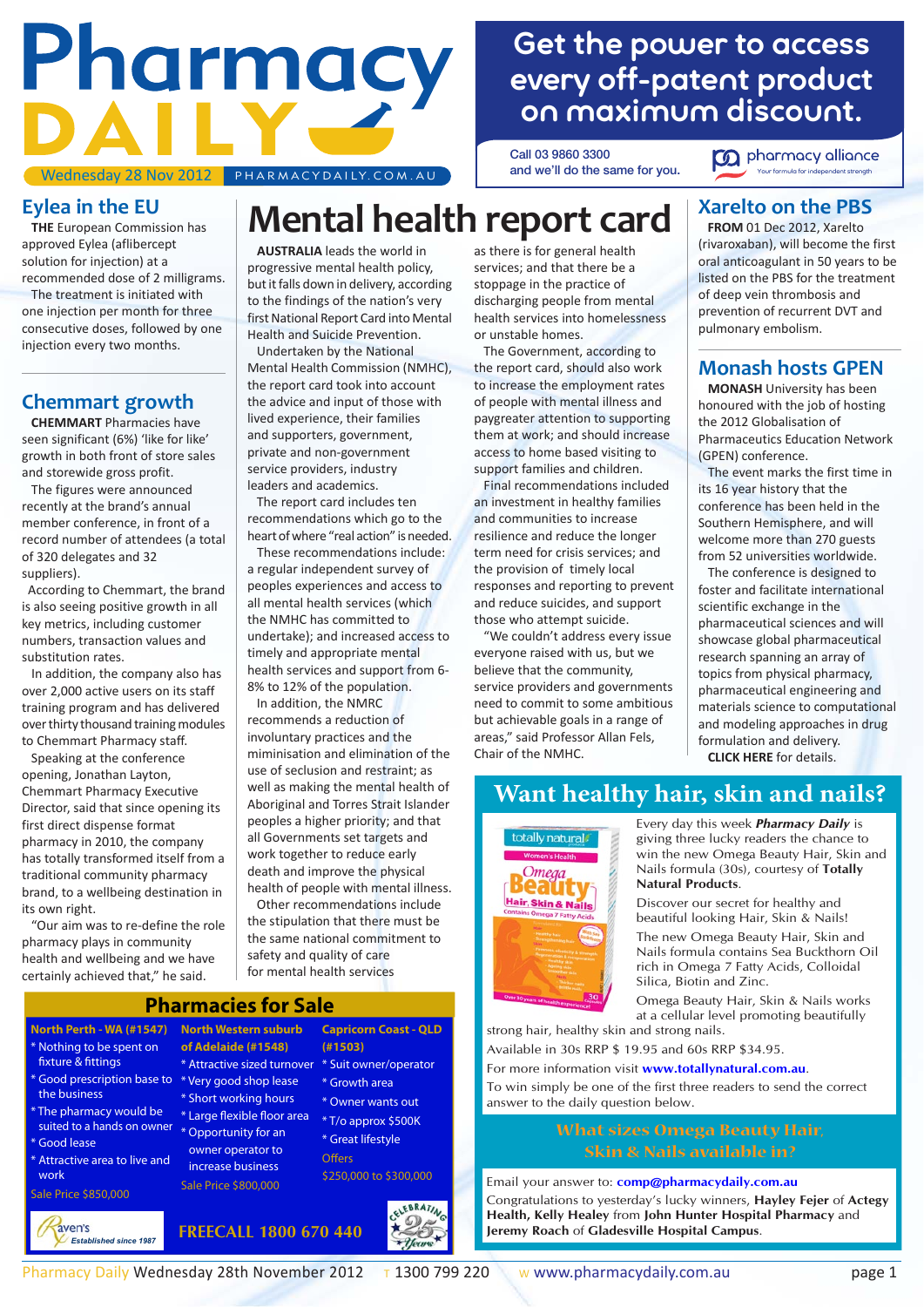# Pharmacy DAILY

Wednesday 28 Nov 2012 PHARMACYDAILY.COM.AU

**Get the power to access every off-patent product on maximum discount.**

Call 03 9860 3300 and we'll do the same for you.

pharmacy alliance — Your formula for independent strength

## Eylea in the EU

**THE** European Commission has approved Eylea (aflibercept solution for injection) at a recommended dose of 2 milligrams.

The treatment is initiated with one injection per month for three consecutive doses, followed by one injection every two months.

## Chemmart growth

**CHEMMART** Pharmacies have seen significant (6%) 'like for like' growth in both front of store sales and storewide gross profit.

The figures were announced recently at the brand's annual member conference, in front of a record number of attendees (a total of 320 delegates and 32 suppliers).

According to Chemmart, the brand is also seeing positive growth in all key metrics, including customer numbers, transaction values and substitution rates.

In addition, the company also has over 2,000 active users on its staff training program and has delivered over thirty thousand training modules to Chemmart Pharmacy staff.

Speaking at the conference opening, Jonathan Layton, Chemmart Pharmacy Executive Director, said that since opening its first direct dispense format pharmacy in 2010, the company has fully transformed itself from a traditional community pharmacy brand, to a wellbeing destination in its own right.

"Our aim was to re-define the role pharmacy plays in community health and wellbeing and we have certainly achieved that," he said.

# Mental health report card

**AUSTRALIA** leads the world in progressive mental health policy, but it falls down in delivery, according to the findings of the nation's very first National Report Card into Mental Health and Suicide Prevention.

Undertaken by the National Mental Health Commission (NMHC), the report card took into account the advice and input of those with lived experience, their families and supporters, government, private and non-government service providers, industry leaders and academics.

The report card includes ten recommendations which go to the heart of where "real action" is needed.

These recommendations include: a regular independent survey of peoples experiences and access to all mental health services (which the NMHC has committed to undertake); and increased access to timely and appropriate mental health services and support from 6-8% to 12% of the population.

In addition, the NMRC recommends a reduction of involuntary practices and the miminisation and elimination of the use of seclusion and restraint; as well as making the mental health of Aboriginal and Torres Strait Islander peoples a higher priority; and that all Governments set targets and work together to reduce early death and improve the physical health of people with mental illness.

Other recommendations include the stipulation that there must be the same national commitment to safety and quality of care for mental health services as there is for general health services; and that there be a stoppage in the practice of discharging people from mental health services into homelessness or unstable homes.

The Government, according to the report card, should also work to increase the employment rates of people with mental illness and paygreater attention to supporting them at work; and should increase access to home based visiting to support families and children.

Final recommendations included an investment in healthy families and communities to increase resilience and reduce the longer term need for crisis services; and the provision of timely local responses and reporting to prevent and reduce suicides, and support those who attempt suicide.

"We couldn't address every issue everyone raised with us, but we believe that the community, service providers and governments need to commit to some ambitious but achievable goals in a range of areas," said Professor Allan Fels, Chair of the NMHC.

## Xarelto on the PBS

**FROM** 01 Dec 2012, Xarelto (rivaroxaban), will become the first oral anticoagulant in 50 years to be listed on the PBS for the treatment of deep vein thrombosis and prevention of recurrent DVT and pulmonary embolism.

## Monash hosts GPEN

**MONASH** University has been honoured with the job of hosting the 2012 Globalisation of Pharmaceutics Education Network (GPEN) conference.

The event marks the first time in its 16 year history that the conference has been held in the Southern Hemisphere, and will welcome more than 270 guests from 52 universities worldwide.

The conference is designed to foster and facilitate international scientific exchange in the pharmaceutical sciences and will showcase global pharmaceutical research spanning an array of topics from physical pharmacy, pharmaceutical engineering and materials science to computational and modeling approaches in drug formulation and delivery.

**CLICK HERE** for details.

## Want healthy hair, skin and nails?

Every day this week ***Pharmacy Daily*** is giving three lucky readers the chance to win the new Omega Beauty Hair, Skin and Nails formula (30s), courtesy of **Totally Natural Products**.

Discover our secret for healthy and beautiful looking Hair, Skin & Nails!

The new Omega Beauty Hair, Skin and Nails formula contains Sea Buckthorn Oil rich in Omega 7 Fatty Acids, Colloidal Silica, Biotin and Zinc.

Omega Beauty Hair, Skin & Nails works at a cellular level promoting beautifully strong hair, healthy skin and strong nails.

Available in 30s RRP $ 19.95 and 60s RRP $34.95.

For more information visit **www.totallynatural.com.au**.

To win simply be one of the first three readers to send the correct answer to the daily question below.

**What sizes Omega Beauty Hair, Skin & Nails available in?**

Email your answer to: **comp@pharmacydaily.com.au**

Congratulations to yesterday's lucky winners, **Hayley Fejer** of **Actegy Health, Kelly Healey** from **John Hunter Hospital Pharmacy** and **Jeremy Roach** of **Gladesville Hospital Campus**.

## Pharmacies for Sale

**North Perth - WA (#1547)**
- Nothing to be spent on fixture & fittings
- Good prescription base to the business
- The pharmacy would be suited to a hands on owner
- Good lease
- Attractive area to live and work

Sale Price $850,000

**North Western suburb of Adelaide (#1548)**
- Attractive sized turnover
- Very good shop lease
- Short working hours
- Large flexible floor area
- Opportunity for an owner operator to increase business

Sale Price $800,000

**Capricorn Coast - QLD (#1503)**
- Suit owner/operator
- Growth area
- Owner wants out
- T/o approx $500K
- Great lifestyle

Offers $250,000 to $300,000

Ravens — Established since 1987 — FREECALL 1800 670 440 — Celebrating 25 Years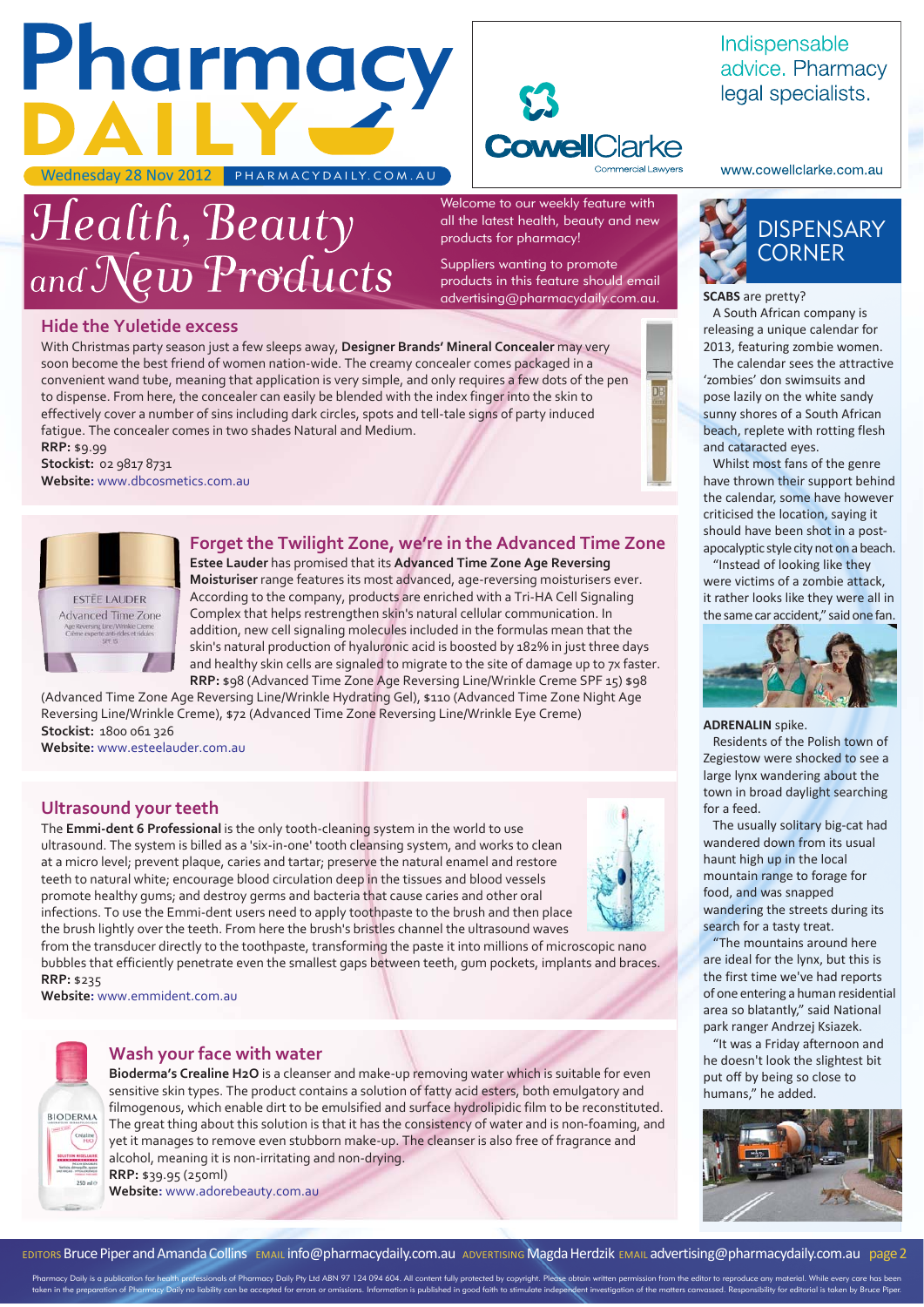# Health, Beauty and New Products

Welcome to our weekly feature with all the latest health, beauty and new products for pharmacy!

Suppliers wanting to promote products in this feature should email advertising@pharmacydaily.com.au.

## Hide the Yuletide excess

With Christmas party season just a few sleeps away, **Designer Brands' Mineral Concealer** may very soon become the best friend of women nation-wide. The creamy concealer comes packaged in a convenient wand tube, meaning that application is very simple, and only requires a few dots of the pen to dispense. From here, the concealer can easily be blended with the index finger into the skin to effectively cover a number of sins including dark circles, spots and tell-tale signs of party induced fatigue. The concealer comes in two shades Natural and Medium.

**RRP:** $9.99
**Stockist:** 02 9817 8731
**Website:** www.dbcosmetics.com.au

## Forget the Twilight Zone, we're in the Advanced Time Zone

**Estee Lauder** has promised that its **Advanced Time Zone Age Reversing Moisturiser** range features its most advanced, age-reversing moisturisers ever. According to the company, products are enriched with a Tri-HA Cell Signaling Complex that helps restrengthen skin's natural cellular communication. In addition, new cell signaling molecules included in the formulas mean that the skin's natural production of hyaluronic acid is boosted by 182% in just three days and healthy skin cells are signaled to migrate to the site of damage up to 7x faster.

**RRP:** $98 (Advanced Time Zone Age Reversing Line/Wrinkle Creme SPF 15) $98 (Advanced Time Zone Age Reversing Line/Wrinkle Hydrating Gel), $110 (Advanced Time Zone Night Age Reversing Line/Wrinkle Creme), $72 (Advanced Time Zone Reversing Line/Wrinkle Eye Creme)
**Stockist:** 1800 061 326
**Website:** www.esteelauder.com.au

## Ultrasound your teeth

The **Emmi-dent 6 Professional** is the only tooth-cleaning system in the world to use ultrasound. The system is billed as a 'six-in-one' tooth cleansing system, and works to clean at a micro level; prevent plaque, caries and tartar; preserve the natural enamel and restore teeth to natural white; encourage blood circulation deep in the tissues and blood vessels promote healthy gums; and destroy germs and bacteria that cause caries and other oral infections. To use the Emmi-dent users need to apply toothpaste to the brush and then place the brush lightly over the teeth. From here the brush's bristles channel the ultrasound waves from the transducer directly to the toothpaste, transforming the paste into millions of microscopic nano bubbles that efficiently penetrate even the smallest gaps between teeth, gum pockets, implants and braces.

**RRP:** $235
**Website:** www.emmident.com.au

## Wash your face with water

**Bioderma's Crealine H2O** is a cleanser and make-up removing water which is suitable for even sensitive skin types. The product contains a solution of fatty acid esters, both emulgatory and filmogenous, which enable dirt to be emulsified and surface hydrolipidic film to be reconstituted. The great thing about this solution is that it has the consistency of water and is non-foaming, and yet it manages to remove even stubborn make-up. The cleanser is also free of fragrance and alcohol, meaning it is non-irritating and non-drying.

**RRP:** $39.95 (250ml)
**Website:** www.adorebeauty.com.au

Indispensable advice. Pharmacy legal specialists.

CowellClarke Commercial Lawyers

www.cowellclarke.com.au

## DISPENSARY CORNER

**SCABS** are pretty?

A South African company is releasing a unique calendar for 2013, featuring zombie women.

The calendar sees the attractive 'zombies' don swimsuits and pose lazily on the white sandy sunny shores of a South African beach, replete with rotting flesh and cataracted eyes.

Whilst most fans of the genre have thrown their support behind the calendar, some have however criticised the location, saying it should have been shot in a post-apocalyptic style city not on a beach.

"Instead of looking like they were victims of a zombie attack, it rather looks like they were all in the same car accident," said one fan.

**ADRENALIN** spike.

Residents of the Polish town of Zegiestow were shocked to see a large lynx wandering about the town in broad daylight searching for a feed.

The usually solitary big-cat had wandered down from its usual haunt high up in the local mountain range to forage for food, and was snapped wandering the streets during its search for a tasty treat.

"The mountains around here are ideal for the lynx, but this is the first time we've had reports of one entering a human residential area so blatantly," said National park ranger Andrzej Ksiazek.

"It was a Friday afternoon and he doesn't look the slightest bit put off by being so close to humans," he added.

EDITORS Bruce Piper and Amanda Collins EMAIL info@pharmacydaily.com.au ADVERTISING Magda Herdzik EMAIL advertising@pharmacydaily.com.au

Pharmacy Daily is a publication for health professionals of Pharmacy Daily Pty Ltd ABN 97 124 094 604. All content fully protected by copyright. Please obtain written permission from the editor to reproduce any material. While every care has been taken in the preparation of Pharmacy Daily no liability can be accepted for errors or omissions. Information is published in good faith to stimulate independent investigation of the matters canvassed. Responsibility for editorial is taken by Bruce Piper.